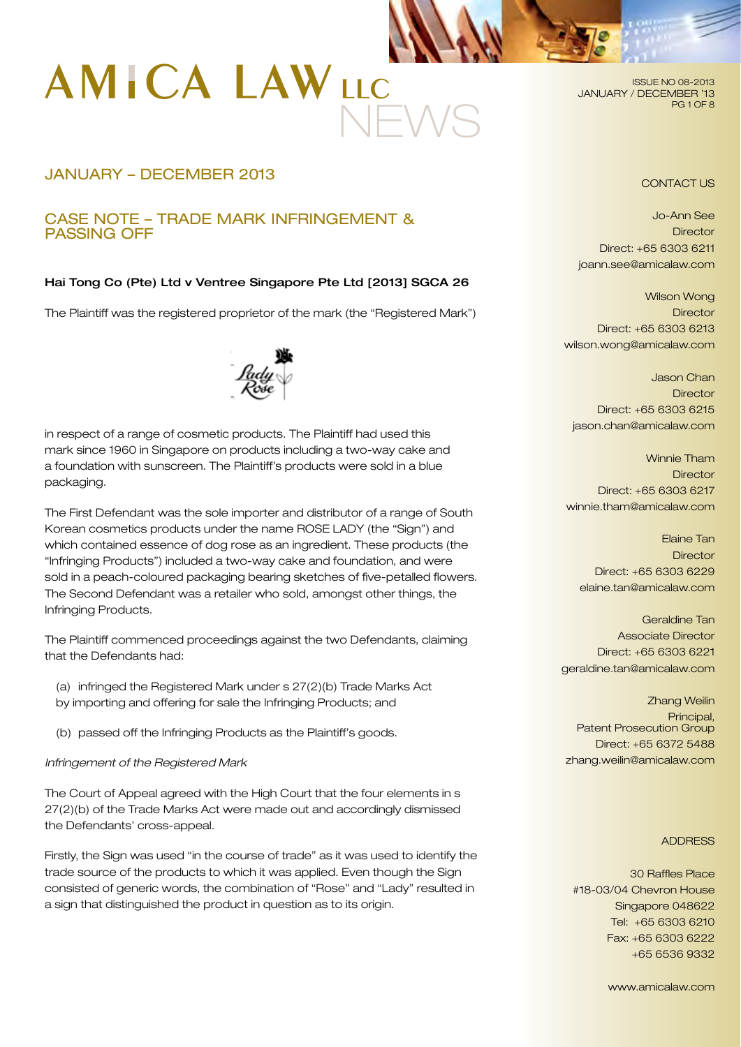# AMICA LAW LLC NEWS

ISSUE NO 08-2013
JANUARY / DECEMBER '13

## JANUARY – DECEMBER 2013

## CASE NOTE – TRADE MARK INFRINGEMENT & PASSING OFF

**Hai Tong Co (Pte) Ltd v Ventree Singapore Pte Ltd [2013] SGCA 26**

The Plaintiff was the registered proprietor of the mark (the "Registered Mark")

in respect of a range of cosmetic products. The Plaintiff had used this mark since 1960 in Singapore on products including a two-way cake and a foundation with sunscreen. The Plaintiff's products were sold in a blue packaging.

The First Defendant was the sole importer and distributor of a range of South Korean cosmetics products under the name ROSE LADY (the "Sign") and which contained essence of dog rose as an ingredient. These products (the "Infringing Products") included a two-way cake and foundation, and were sold in a peach-coloured packaging bearing sketches of five-petalled flowers. The Second Defendant was a retailer who sold, amongst other things, the Infringing Products.

The Plaintiff commenced proceedings against the two Defendants, claiming that the Defendants had:

(a) infringed the Registered Mark under s 27(2)(b) Trade Marks Act by importing and offering for sale the Infringing Products; and

(b) passed off the Infringing Products as the Plaintiff's goods.

*Infringement of the Registered Mark*

The Court of Appeal agreed with the High Court that the four elements in s 27(2)(b) of the Trade Marks Act were made out and accordingly dismissed the Defendants' cross-appeal.

Firstly, the Sign was used "in the course of trade" as it was used to identify the trade source of the products to which it was applied. Even though the Sign consisted of generic words, the combination of "Rose" and "Lady" resulted in a sign that distinguished the product in question as to its origin.

CONTACT US

Jo-Ann See
Director
Direct: +65 6303 6211
joann.see@amicalaw.com

Wilson Wong
Director
Direct: +65 6303 6213
wilson.wong@amicalaw.com

Jason Chan
Director
Direct: +65 6303 6215
jason.chan@amicalaw.com

Winnie Tham
Director
Direct: +65 6303 6217
winnie.tham@amicalaw.com

Elaine Tan
Director
Direct: +65 6303 6229
elaine.tan@amicalaw.com

Geraldine Tan
Associate Director
Direct: +65 6303 6221
geraldine.tan@amicalaw.com

Zhang Weilin
Principal,
Patent Prosecution Group
Direct: +65 6372 5488
zhang.weilin@amicalaw.com

ADDRESS

30 Raffles Place
#18-03/04 Chevron House
Singapore 048622
Tel: +65 6303 6210
Fax: +65 6303 6222
+65 6536 9332

www.amicalaw.com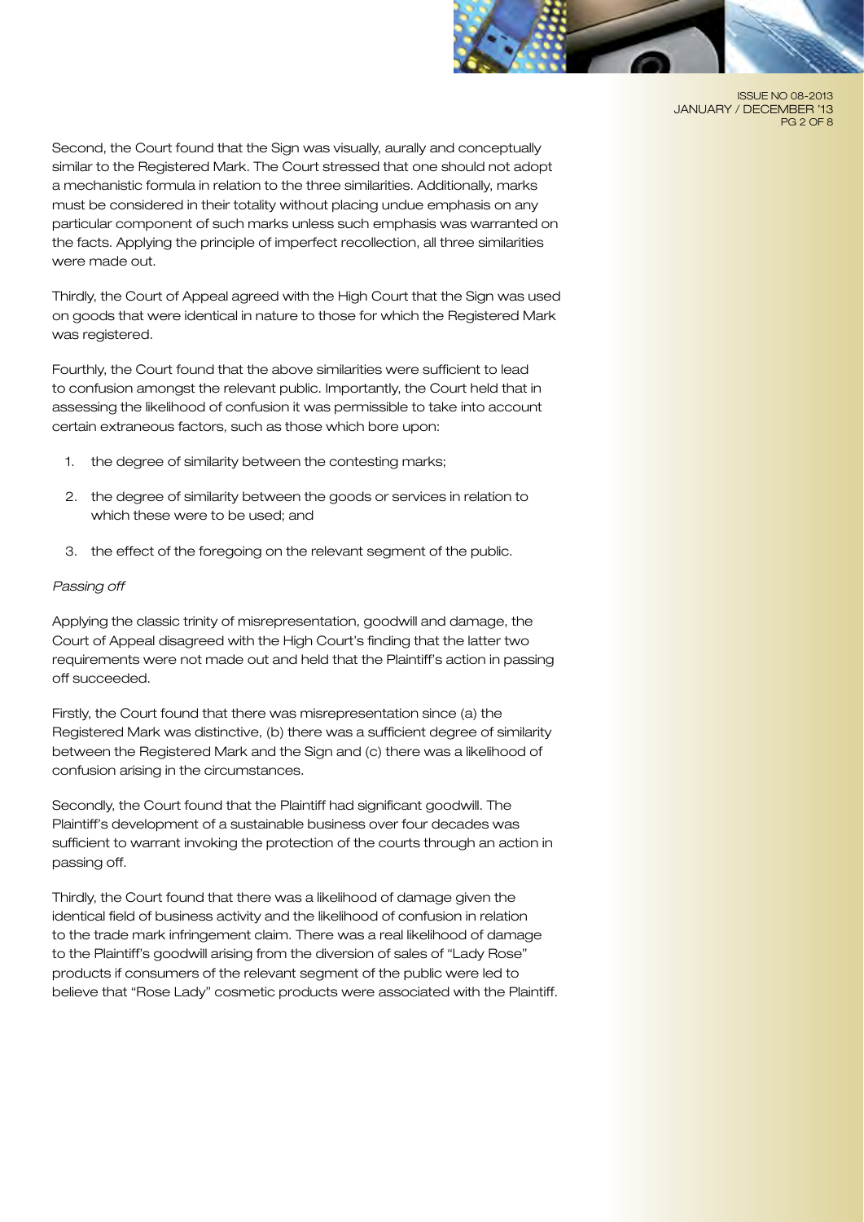Second, the Court found that the Sign was visually, aurally and conceptually similar to the Registered Mark. The Court stressed that one should not adopt a mechanistic formula in relation to the three similarities. Additionally, marks must be considered in their totality without placing undue emphasis on any particular component of such marks unless such emphasis was warranted on the facts. Applying the principle of imperfect recollection, all three similarities were made out.

Thirdly, the Court of Appeal agreed with the High Court that the Sign was used on goods that were identical in nature to those for which the Registered Mark was registered.

Fourthly, the Court found that the above similarities were sufficient to lead to confusion amongst the relevant public. Importantly, the Court held that in assessing the likelihood of confusion it was permissible to take into account certain extraneous factors, such as those which bore upon:

1. the degree of similarity between the contesting marks;
2. the degree of similarity between the goods or services in relation to which these were to be used; and
3. the effect of the foregoing on the relevant segment of the public.

*Passing off*

Applying the classic trinity of misrepresentation, goodwill and damage, the Court of Appeal disagreed with the High Court's finding that the latter two requirements were not made out and held that the Plaintiff's action in passing off succeeded.

Firstly, the Court found that there was misrepresentation since (a) the Registered Mark was distinctive, (b) there was a sufficient degree of similarity between the Registered Mark and the Sign and (c) there was a likelihood of confusion arising in the circumstances.

Secondly, the Court found that the Plaintiff had significant goodwill. The Plaintiff's development of a sustainable business over four decades was sufficient to warrant invoking the protection of the courts through an action in passing off.

Thirdly, the Court found that there was a likelihood of damage given the identical field of business activity and the likelihood of confusion in relation to the trade mark infringement claim. There was a real likelihood of damage to the Plaintiff's goodwill arising from the diversion of sales of "Lady Rose" products if consumers of the relevant segment of the public were led to believe that "Rose Lady" cosmetic products were associated with the Plaintiff.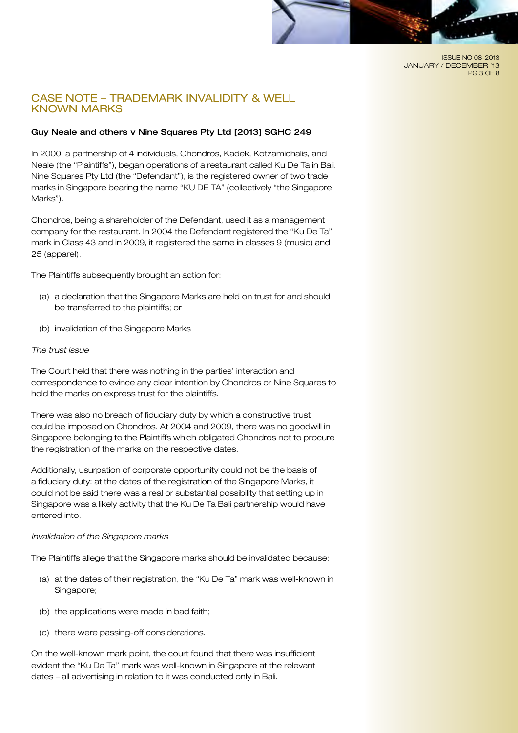## CASE NOTE – TRADEMARK INVALIDITY & WELL KNOWN MARKS

**Guy Neale and others v Nine Squares Pty Ltd [2013] SGHC 249**

In 2000, a partnership of 4 individuals, Chondros, Kadek, Kotzamichalis, and Neale (the "Plaintiffs"), began operations of a restaurant called Ku De Ta in Bali. Nine Squares Pty Ltd (the "Defendant"), is the registered owner of two trade marks in Singapore bearing the name "KU DE TA" (collectively "the Singapore Marks").

Chondros, being a shareholder of the Defendant, used it as a management company for the restaurant. In 2004 the Defendant registered the "Ku De Ta" mark in Class 43 and in 2009, it registered the same in classes 9 (music) and 25 (apparel).

The Plaintiffs subsequently brought an action for:

(a) a declaration that the Singapore Marks are held on trust for and should be transferred to the plaintiffs; or

(b) invalidation of the Singapore Marks

*The trust Issue*

The Court held that there was nothing in the parties' interaction and correspondence to evince any clear intention by Chondros or Nine Squares to hold the marks on express trust for the plaintiffs.

There was also no breach of fiduciary duty by which a constructive trust could be imposed on Chondros. At 2004 and 2009, there was no goodwill in Singapore belonging to the Plaintiffs which obligated Chondros not to procure the registration of the marks on the respective dates.

Additionally, usurpation of corporate opportunity could not be the basis of a fiduciary duty: at the dates of the registration of the Singapore Marks, it could not be said there was a real or substantial possibility that setting up in Singapore was a likely activity that the Ku De Ta Bali partnership would have entered into.

*Invalidation of the Singapore marks*

The Plaintiffs allege that the Singapore marks should be invalidated because:

(a) at the dates of their registration, the "Ku De Ta" mark was well-known in Singapore;

(b) the applications were made in bad faith;

(c) there were passing-off considerations.

On the well-known mark point, the court found that there was insufficient evident the "Ku De Ta" mark was well-known in Singapore at the relevant dates – all advertising in relation to it was conducted only in Bali.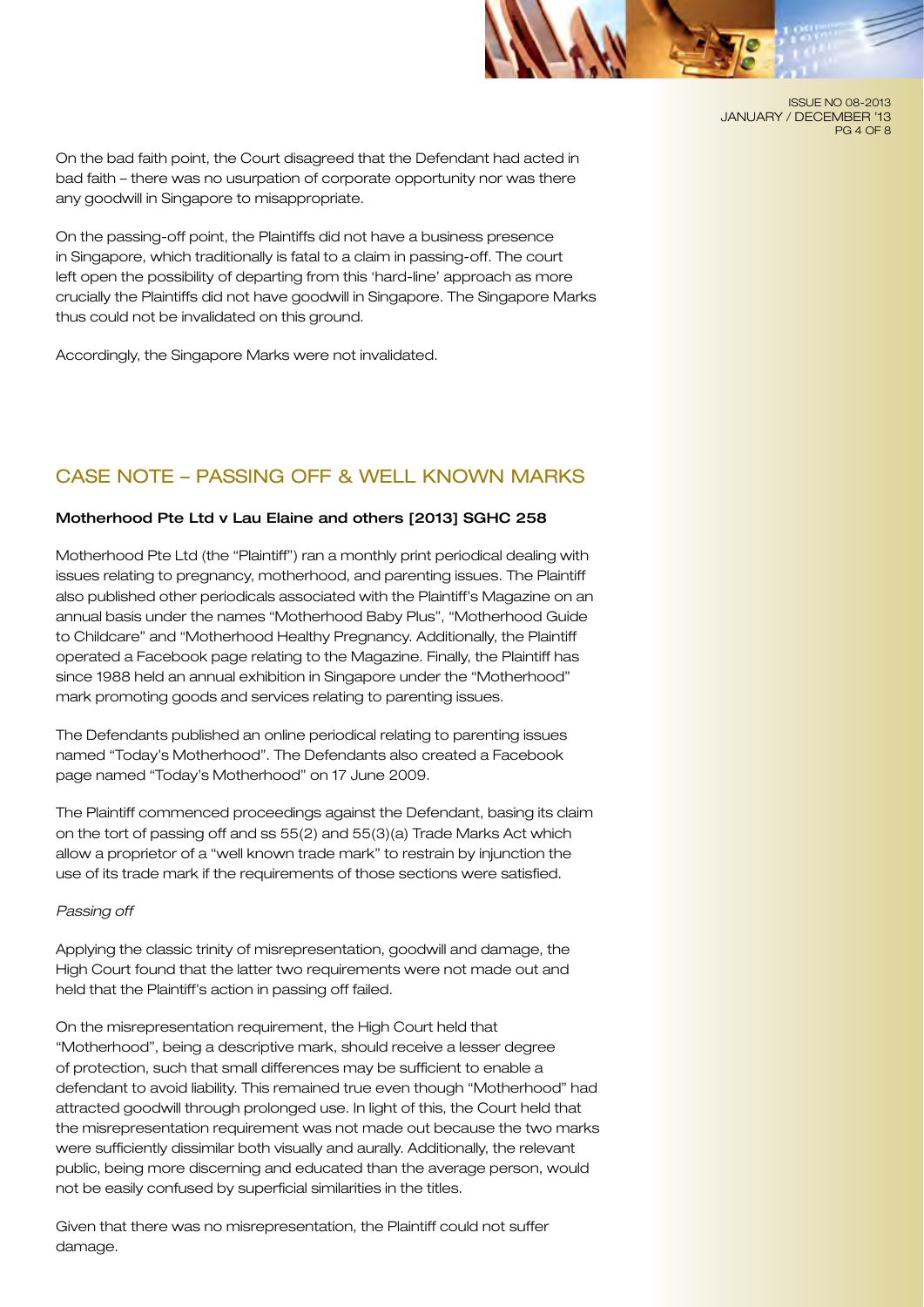On the bad faith point, the Court disagreed that the Defendant had acted in bad faith – there was no usurpation of corporate opportunity nor was there any goodwill in Singapore to misappropriate.

On the passing-off point, the Plaintiffs did not have a business presence in Singapore, which traditionally is fatal to a claim in passing-off. The court left open the possibility of departing from this 'hard-line' approach as more crucially the Plaintiffs did not have goodwill in Singapore. The Singapore Marks thus could not be invalidated on this ground.

Accordingly, the Singapore Marks were not invalidated.

## CASE NOTE – PASSING OFF & WELL KNOWN MARKS

**Motherhood Pte Ltd v Lau Elaine and others [2013] SGHC 258**

Motherhood Pte Ltd (the "Plaintiff") ran a monthly print periodical dealing with issues relating to pregnancy, motherhood, and parenting issues. The Plaintiff also published other periodicals associated with the Plaintiff's Magazine on an annual basis under the names "Motherhood Baby Plus", "Motherhood Guide to Childcare" and "Motherhood Healthy Pregnancy. Additionally, the Plaintiff operated a Facebook page relating to the Magazine. Finally, the Plaintiff has since 1988 held an annual exhibition in Singapore under the "Motherhood" mark promoting goods and services relating to parenting issues.

The Defendants published an online periodical relating to parenting issues named "Today's Motherhood". The Defendants also created a Facebook page named "Today's Motherhood" on 17 June 2009.

The Plaintiff commenced proceedings against the Defendant, basing its claim on the tort of passing off and ss 55(2) and 55(3)(a) Trade Marks Act which allow a proprietor of a "well known trade mark" to restrain by injunction the use of its trade mark if the requirements of those sections were satisfied.

*Passing off*

Applying the classic trinity of misrepresentation, goodwill and damage, the High Court found that the latter two requirements were not made out and held that the Plaintiff's action in passing off failed.

On the misrepresentation requirement, the High Court held that "Motherhood", being a descriptive mark, should receive a lesser degree of protection, such that small differences may be sufficient to enable a defendant to avoid liability. This remained true even though "Motherhood" had attracted goodwill through prolonged use. In light of this, the Court held that the misrepresentation requirement was not made out because the two marks were sufficiently dissimilar both visually and aurally. Additionally, the relevant public, being more discerning and educated than the average person, would not be easily confused by superficial similarities in the titles.

Given that there was no misrepresentation, the Plaintiff could not suffer damage.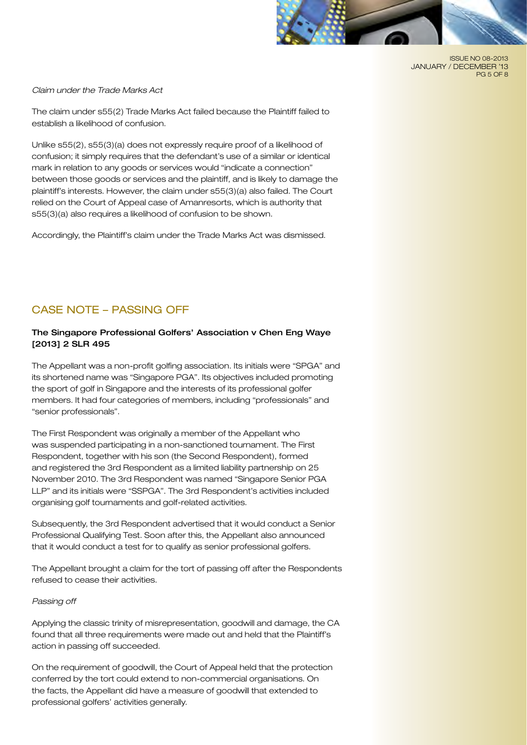*Claim under the Trade Marks Act*

The claim under s55(2) Trade Marks Act failed because the Plaintiff failed to establish a likelihood of confusion.

Unlike s55(2), s55(3)(a) does not expressly require proof of a likelihood of confusion; it simply requires that the defendant's use of a similar or identical mark in relation to any goods or services would "indicate a connection" between those goods or services and the plaintiff, and is likely to damage the plaintiff's interests. However, the claim under s55(3)(a) also failed. The Court relied on the Court of Appeal case of Amanresorts, which is authority that s55(3)(a) also requires a likelihood of confusion to be shown.

Accordingly, the Plaintiff's claim under the Trade Marks Act was dismissed.

## CASE NOTE – PASSING OFF

**The Singapore Professional Golfers' Association v Chen Eng Waye [2013] 2 SLR 495**

The Appellant was a non-profit golfing association. Its initials were "SPGA" and its shortened name was "Singapore PGA". Its objectives included promoting the sport of golf in Singapore and the interests of its professional golfer members. It had four categories of members, including "professionals" and "senior professionals".

The First Respondent was originally a member of the Appellant who was suspended participating in a non-sanctioned tournament. The First Respondent, together with his son (the Second Respondent), formed and registered the 3rd Respondent as a limited liability partnership on 25 November 2010. The 3rd Respondent was named "Singapore Senior PGA LLP" and its initials were "SSPGA". The 3rd Respondent's activities included organising golf tournaments and golf-related activities.

Subsequently, the 3rd Respondent advertised that it would conduct a Senior Professional Qualifying Test. Soon after this, the Appellant also announced that it would conduct a test for to qualify as senior professional golfers.

The Appellant brought a claim for the tort of passing off after the Respondents refused to cease their activities.

*Passing off*

Applying the classic trinity of misrepresentation, goodwill and damage, the CA found that all three requirements were made out and held that the Plaintiff's action in passing off succeeded.

On the requirement of goodwill, the Court of Appeal held that the protection conferred by the tort could extend to non-commercial organisations. On the facts, the Appellant did have a measure of goodwill that extended to professional golfers' activities generally.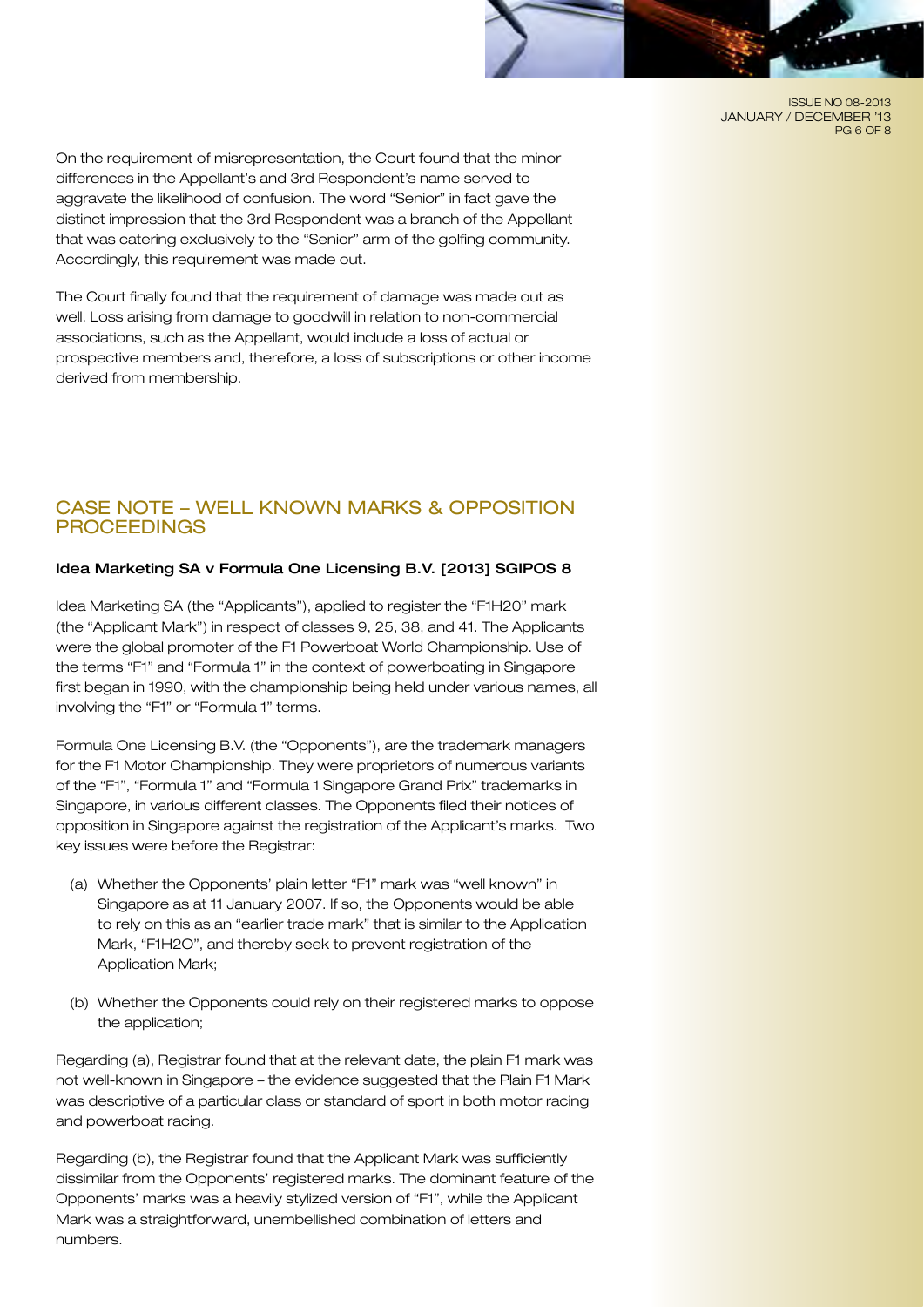On the requirement of misrepresentation, the Court found that the minor differences in the Appellant's and 3rd Respondent's name served to aggravate the likelihood of confusion. The word "Senior" in fact gave the distinct impression that the 3rd Respondent was a branch of the Appellant that was catering exclusively to the "Senior" arm of the golfing community. Accordingly, this requirement was made out.

The Court finally found that the requirement of damage was made out as well. Loss arising from damage to goodwill in relation to non-commercial associations, such as the Appellant, would include a loss of actual or prospective members and, therefore, a loss of subscriptions or other income derived from membership.

## CASE NOTE – WELL KNOWN MARKS & OPPOSITION PROCEEDINGS

**Idea Marketing SA v Formula One Licensing B.V. [2013] SGIPOS 8**

Idea Marketing SA (the "Applicants"), applied to register the "F1H2O" mark (the "Applicant Mark") in respect of classes 9, 25, 38, and 41. The Applicants were the global promoter of the F1 Powerboat World Championship. Use of the terms "F1" and "Formula 1" in the context of powerboating in Singapore first began in 1990, with the championship being held under various names, all involving the "F1" or "Formula 1" terms.

Formula One Licensing B.V. (the "Opponents"), are the trademark managers for the F1 Motor Championship. They were proprietors of numerous variants of the "F1", "Formula 1" and "Formula 1 Singapore Grand Prix" trademarks in Singapore, in various different classes. The Opponents filed their notices of opposition in Singapore against the registration of the Applicant's marks. Two key issues were before the Registrar:

(a) Whether the Opponents' plain letter "F1" mark was "well known" in Singapore as at 11 January 2007. If so, the Opponents would be able to rely on this as an "earlier trade mark" that is similar to the Application Mark, "F1H2O", and thereby seek to prevent registration of the Application Mark;

(b) Whether the Opponents could rely on their registered marks to oppose the application;

Regarding (a), Registrar found that at the relevant date, the plain F1 mark was not well-known in Singapore – the evidence suggested that the Plain F1 Mark was descriptive of a particular class or standard of sport in both motor racing and powerboat racing.

Regarding (b), the Registrar found that the Applicant Mark was sufficiently dissimilar from the Opponents' registered marks. The dominant feature of the Opponents' marks was a heavily stylized version of "F1", while the Applicant Mark was a straightforward, unembellished combination of letters and numbers.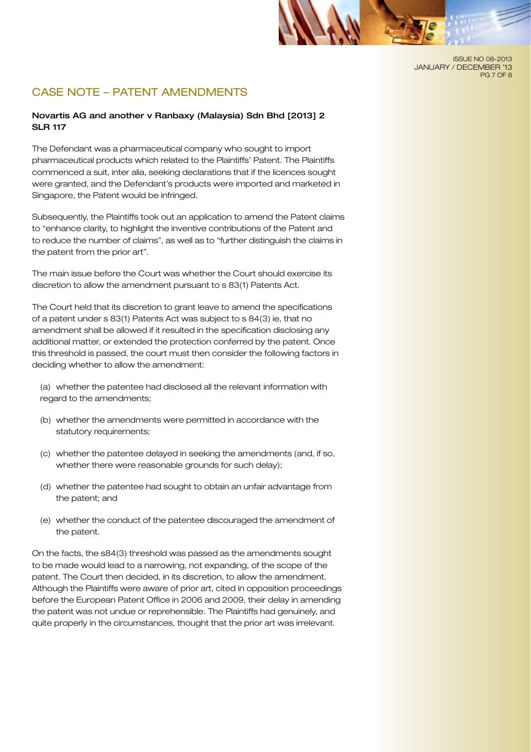## CASE NOTE – PATENT AMENDMENTS

**Novartis AG and another v Ranbaxy (Malaysia) Sdn Bhd [2013] 2 SLR 117**

The Defendant was a pharmaceutical company who sought to import pharmaceutical products which related to the Plaintiffs' Patent. The Plaintiffs commenced a suit, inter alia, seeking declarations that if the licences sought were granted, and the Defendant's products were imported and marketed in Singapore, the Patent would be infringed.

Subsequently, the Plaintiffs took out an application to amend the Patent claims to "enhance clarity, to highlight the inventive contributions of the Patent and to reduce the number of claims", as well as to "further distinguish the claims in the patent from the prior art".

The main issue before the Court was whether the Court should exercise its discretion to allow the amendment pursuant to s 83(1) Patents Act.

The Court held that its discretion to grant leave to amend the specifications of a patent under s 83(1) Patents Act was subject to s 84(3) ie, that no amendment shall be allowed if it resulted in the specification disclosing any additional matter, or extended the protection conferred by the patent. Once this threshold is passed, the court must then consider the following factors in deciding whether to allow the amendment:

(a) whether the patentee had disclosed all the relevant information with regard to the amendments;

(b) whether the amendments were permitted in accordance with the statutory requirements;

(c) whether the patentee delayed in seeking the amendments (and, if so, whether there were reasonable grounds for such delay);

(d) whether the patentee had sought to obtain an unfair advantage from the patent; and

(e) whether the conduct of the patentee discouraged the amendment of the patent.

On the facts, the s84(3) threshold was passed as the amendments sought to be made would lead to a narrowing, not expanding, of the scope of the patent. The Court then decided, in its discretion, to allow the amendment. Although the Plaintiffs were aware of prior art, cited in opposition proceedings before the European Patent Office in 2006 and 2009, their delay in amending the patent was not undue or reprehensible. The Plaintiffs had genuinely, and quite properly in the circumstances, thought that the prior art was irrelevant.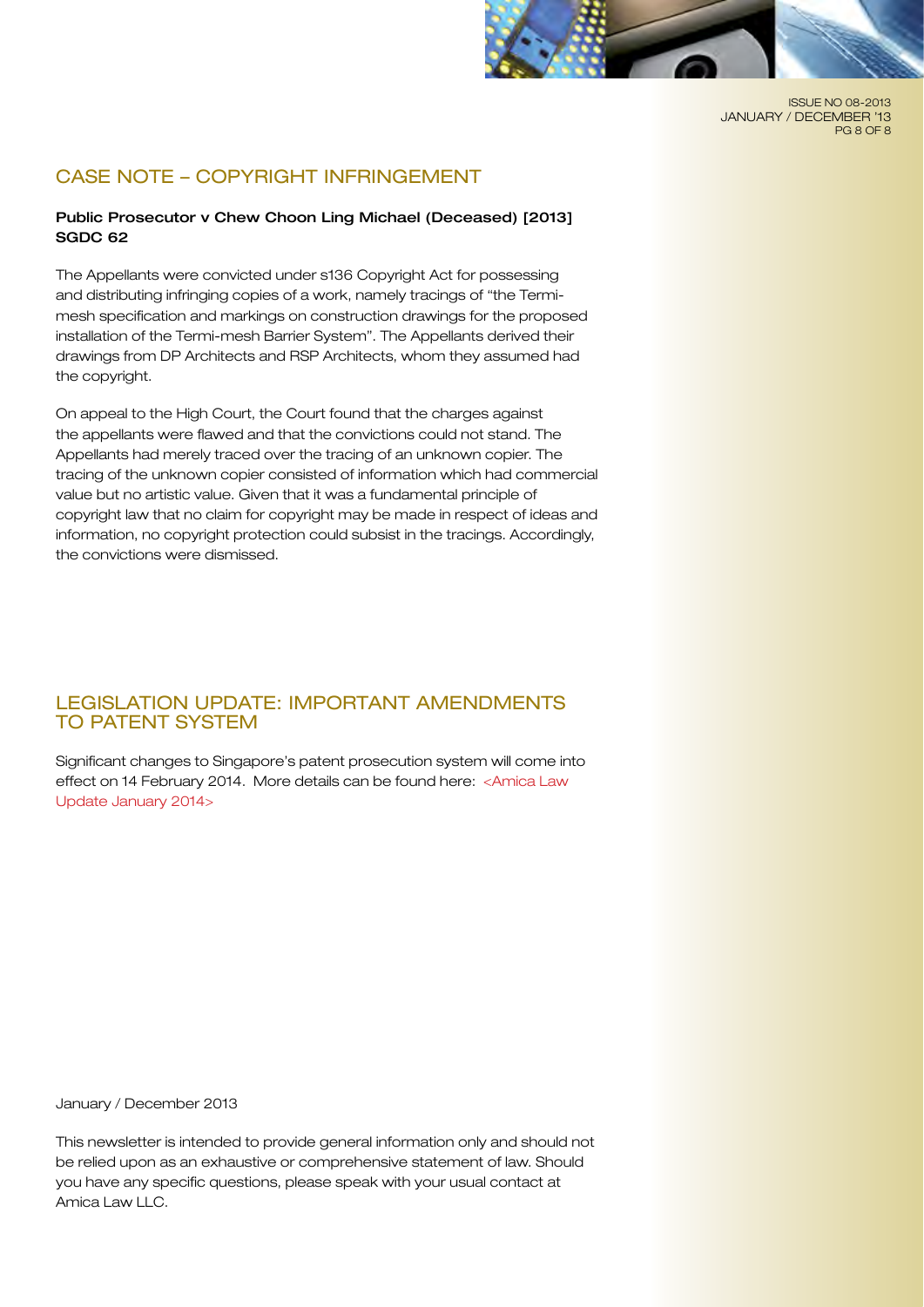## CASE NOTE – COPYRIGHT INFRINGEMENT

**Public Prosecutor v Chew Choon Ling Michael (Deceased) [2013] SGDC 62**

The Appellants were convicted under s136 Copyright Act for possessing and distributing infringing copies of a work, namely tracings of "the Termi-mesh specification and markings on construction drawings for the proposed installation of the Termi-mesh Barrier System". The Appellants derived their drawings from DP Architects and RSP Architects, whom they assumed had the copyright.

On appeal to the High Court, the Court found that the charges against the appellants were flawed and that the convictions could not stand. The Appellants had merely traced over the tracing of an unknown copier. The tracing of the unknown copier consisted of information which had commercial value but no artistic value. Given that it was a fundamental principle of copyright law that no claim for copyright may be made in respect of ideas and information, no copyright protection could subsist in the tracings. Accordingly, the convictions were dismissed.

## LEGISLATION UPDATE: IMPORTANT AMENDMENTS TO PATENT SYSTEM

Significant changes to Singapore's patent prosecution system will come into effect on 14 February 2014. More details can be found here: <Amica Law Update January 2014>

January / December 2013

This newsletter is intended to provide general information only and should not be relied upon as an exhaustive or comprehensive statement of law. Should you have any specific questions, please speak with your usual contact at Amica Law LLC.